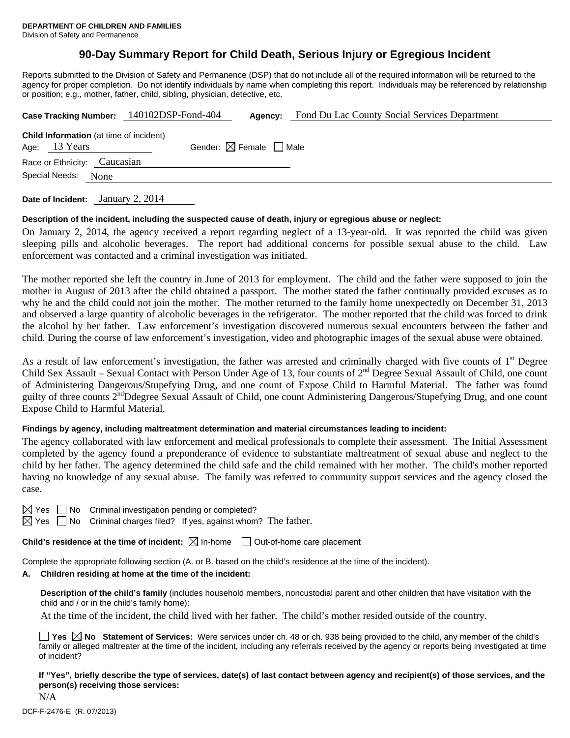**DEPARTMENT OF CHILDREN AND FAMILIES**
Division of Safety and Permanence

# 90-Day Summary Report for Child Death, Serious Injury or Egregious Incident

Reports submitted to the Division of Safety and Permanence (DSP) that do not include all of the required information will be returned to the agency for proper completion. Do not identify individuals by name when completing this report. Individuals may be referenced by relationship or position; e.g., mother, father, child, sibling, physician, detective, etc.

**Case Tracking Number:** 140102DSP-Fond-404 **Agency:** Fond Du Lac County Social Services Department

**Child Information** (at time of incident)
Age: 13 Years Gender: ☒ Female ☐ Male
Race or Ethnicity: Caucasian
Special Needs: None

**Date of Incident:** January 2, 2014

**Description of the incident, including the suspected cause of death, injury or egregious abuse or neglect:**

On January 2, 2014, the agency received a report regarding neglect of a 13-year-old. It was reported the child was given sleeping pills and alcoholic beverages. The report had additional concerns for possible sexual abuse to the child. Law enforcement was contacted and a criminal investigation was initiated.

The mother reported she left the country in June of 2013 for employment. The child and the father were supposed to join the mother in August of 2013 after the child obtained a passport. The mother stated the father continually provided excuses as to why he and the child could not join the mother. The mother returned to the family home unexpectedly on December 31, 2013 and observed a large quantity of alcoholic beverages in the refrigerator. The mother reported that the child was forced to drink the alcohol by her father. Law enforcement's investigation discovered numerous sexual encounters between the father and child. During the course of law enforcement's investigation, video and photographic images of the sexual abuse were obtained.

As a result of law enforcement's investigation, the father was arrested and criminally charged with five counts of 1st Degree Child Sex Assault – Sexual Contact with Person Under Age of 13, four counts of 2nd Degree Sexual Assault of Child, one count of Administering Dangerous/Stupefying Drug, and one count of Expose Child to Harmful Material. The father was found guilty of three counts 2ndDdegree Sexual Assault of Child, one count Administering Dangerous/Stupefying Drug, and one count Expose Child to Harmful Material.

**Findings by agency, including maltreatment determination and material circumstances leading to incident:**

The agency collaborated with law enforcement and medical professionals to complete their assessment. The Initial Assessment completed by the agency found a preponderance of evidence to substantiate maltreatment of sexual abuse and neglect to the child by her father. The agency determined the child safe and the child remained with her mother. The child's mother reported having no knowledge of any sexual abuse. The family was referred to community support services and the agency closed the case.

☒ Yes ☐ No Criminal investigation pending or completed?
☒ Yes ☐ No Criminal charges filed? If yes, against whom? The father.

**Child's residence at the time of incident:** ☒ In-home ☐ Out-of-home care placement

Complete the appropriate following section (A. or B. based on the child's residence at the time of the incident).

**A. Children residing at home at the time of the incident:**

**Description of the child's family** (includes household members, noncustodial parent and other children that have visitation with the child and / or in the child's family home):

At the time of the incident, the child lived with her father. The child's mother resided outside of the country.

☐ **Yes** ☒ **No Statement of Services:** Were services under ch. 48 or ch. 938 being provided to the child, any member of the child's family or alleged maltreater at the time of the incident, including any referrals received by the agency or reports being investigated at time of incident?

**If "Yes", briefly describe the type of services, date(s) of last contact between agency and recipient(s) of those services, and the person(s) receiving those services:**

N/A

DCF-F-2476-E (R. 07/2013)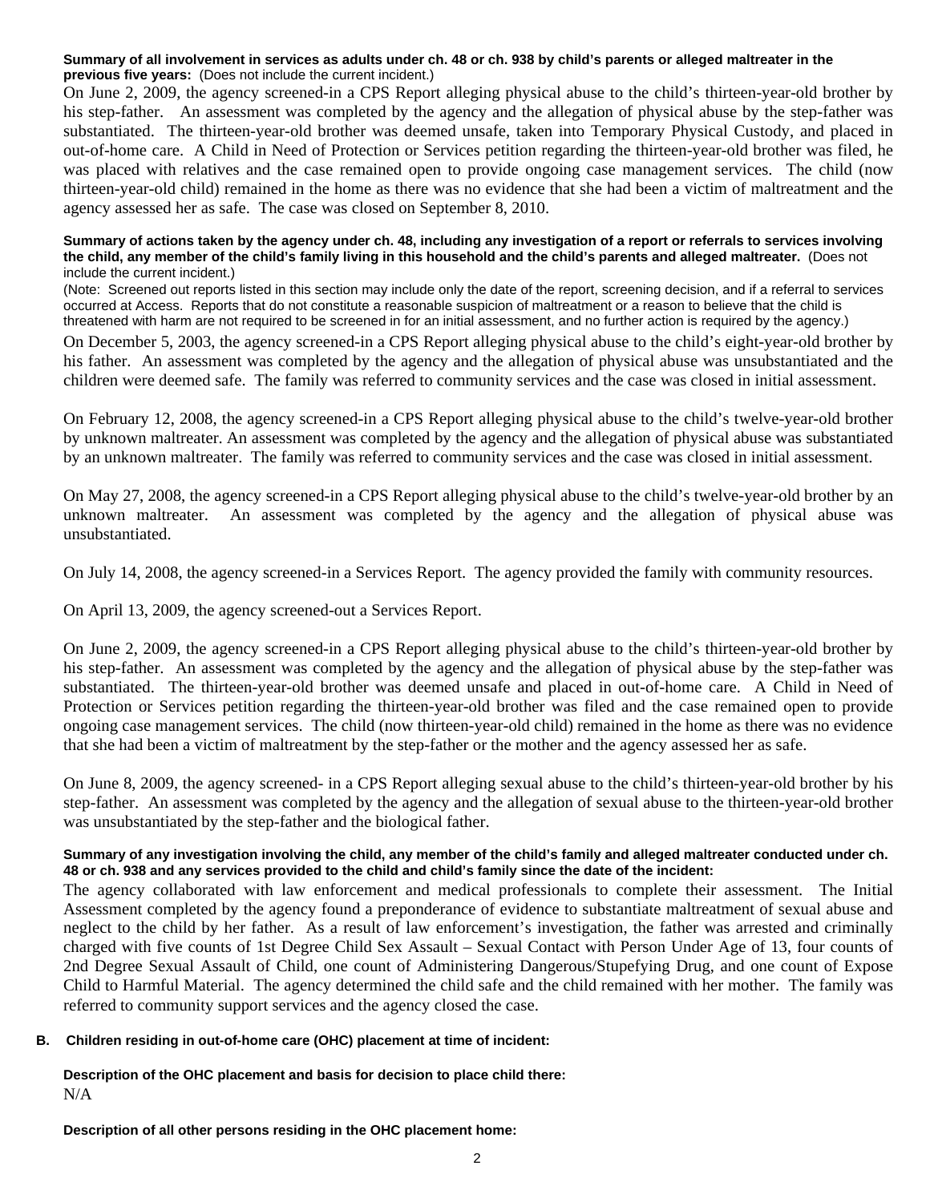**Summary of all involvement in services as adults under ch. 48 or ch. 938 by child's parents or alleged maltreater in the previous five years:** (Does not include the current incident.)

On June 2, 2009, the agency screened-in a CPS Report alleging physical abuse to the child's thirteen-year-old brother by his step-father. An assessment was completed by the agency and the allegation of physical abuse by the step-father was substantiated. The thirteen-year-old brother was deemed unsafe, taken into Temporary Physical Custody, and placed in out-of-home care. A Child in Need of Protection or Services petition regarding the thirteen-year-old brother was filed, he was placed with relatives and the case remained open to provide ongoing case management services. The child (now thirteen-year-old child) remained in the home as there was no evidence that she had been a victim of maltreatment and the agency assessed her as safe. The case was closed on September 8, 2010.

**Summary of actions taken by the agency under ch. 48, including any investigation of a report or referrals to services involving the child, any member of the child's family living in this household and the child's parents and alleged maltreater.** (Does not include the current incident.)

(Note: Screened out reports listed in this section may include only the date of the report, screening decision, and if a referral to services occurred at Access. Reports that do not constitute a reasonable suspicion of maltreatment or a reason to believe that the child is threatened with harm are not required to be screened in for an initial assessment, and no further action is required by the agency.)

On December 5, 2003, the agency screened-in a CPS Report alleging physical abuse to the child's eight-year-old brother by his father. An assessment was completed by the agency and the allegation of physical abuse was unsubstantiated and the children were deemed safe. The family was referred to community services and the case was closed in initial assessment.

On February 12, 2008, the agency screened-in a CPS Report alleging physical abuse to the child's twelve-year-old brother by unknown maltreater. An assessment was completed by the agency and the allegation of physical abuse was substantiated by an unknown maltreater. The family was referred to community services and the case was closed in initial assessment.

On May 27, 2008, the agency screened-in a CPS Report alleging physical abuse to the child's twelve-year-old brother by an unknown maltreater. An assessment was completed by the agency and the allegation of physical abuse was unsubstantiated.

On July 14, 2008, the agency screened-in a Services Report. The agency provided the family with community resources.

On April 13, 2009, the agency screened-out a Services Report.

On June 2, 2009, the agency screened-in a CPS Report alleging physical abuse to the child's thirteen-year-old brother by his step-father. An assessment was completed by the agency and the allegation of physical abuse by the step-father was substantiated. The thirteen-year-old brother was deemed unsafe and placed in out-of-home care. A Child in Need of Protection or Services petition regarding the thirteen-year-old brother was filed and the case remained open to provide ongoing case management services. The child (now thirteen-year-old child) remained in the home as there was no evidence that she had been a victim of maltreatment by the step-father or the mother and the agency assessed her as safe.

On June 8, 2009, the agency screened- in a CPS Report alleging sexual abuse to the child's thirteen-year-old brother by his step-father. An assessment was completed by the agency and the allegation of sexual abuse to the thirteen-year-old brother was unsubstantiated by the step-father and the biological father.

**Summary of any investigation involving the child, any member of the child's family and alleged maltreater conducted under ch. 48 or ch. 938 and any services provided to the child and child's family since the date of the incident:**

The agency collaborated with law enforcement and medical professionals to complete their assessment. The Initial Assessment completed by the agency found a preponderance of evidence to substantiate maltreatment of sexual abuse and neglect to the child by her father. As a result of law enforcement's investigation, the father was arrested and criminally charged with five counts of 1st Degree Child Sex Assault – Sexual Contact with Person Under Age of 13, four counts of 2nd Degree Sexual Assault of Child, one count of Administering Dangerous/Stupefying Drug, and one count of Expose Child to Harmful Material. The agency determined the child safe and the child remained with her mother. The family was referred to community support services and the agency closed the case.

## B. Children residing in out-of-home care (OHC) placement at time of incident:

**Description of the OHC placement and basis for decision to place child there:**

N/A

**Description of all other persons residing in the OHC placement home:**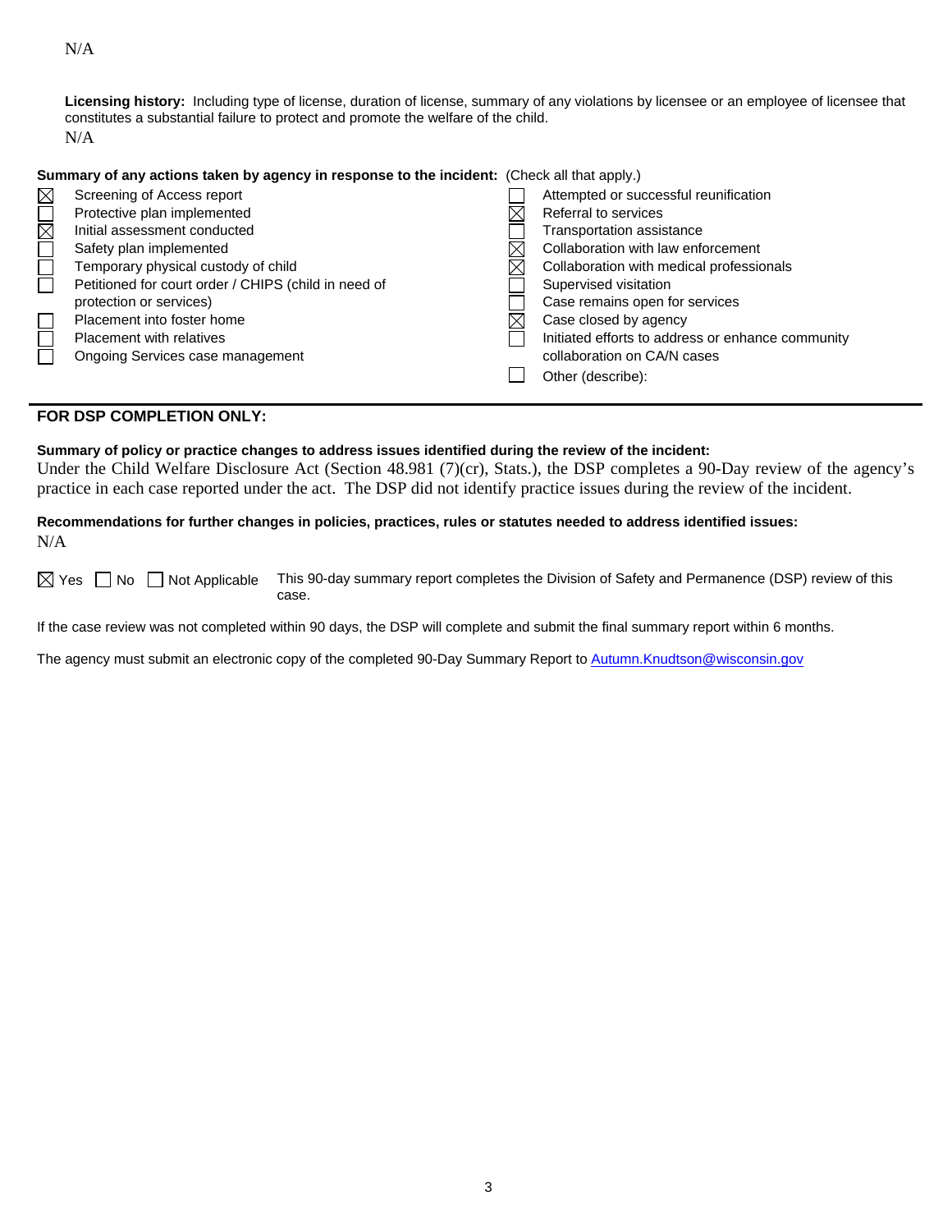N/A

**Licensing history:** Including type of license, duration of license, summary of any violations by licensee or an employee of licensee that constitutes a substantial failure to protect and promote the welfare of the child.
N/A

**Summary of any actions taken by agency in response to the incident:** (Check all that apply.)

- ☒ Screening of Access report
- ☐ Protective plan implemented
- ☒ Initial assessment conducted
- ☐ Safety plan implemented
- ☐ Temporary physical custody of child
- ☐ Petitioned for court order / CHIPS (child in need of protection or services)
- ☐ Placement into foster home
- ☐ Placement with relatives
- ☐ Ongoing Services case management
- ☐ Attempted or successful reunification
- ☒ Referral to services
- ☐ Transportation assistance
- ☒ Collaboration with law enforcement
- ☒ Collaboration with medical professionals
- ☐ Supervised visitation
- ☐ Case remains open for services
- ☒ Case closed by agency
- ☐ Initiated efforts to address or enhance community collaboration on CA/N cases
- ☐ Other (describe):

## FOR DSP COMPLETION ONLY:

**Summary of policy or practice changes to address issues identified during the review of the incident:**
Under the Child Welfare Disclosure Act (Section 48.981 (7)(cr), Stats.), the DSP completes a 90-Day review of the agency's practice in each case reported under the act. The DSP did not identify practice issues during the review of the incident.

**Recommendations for further changes in policies, practices, rules or statutes needed to address identified issues:**
N/A

☒ Yes ☐ No ☐ Not Applicable This 90-day summary report completes the Division of Safety and Permanence (DSP) review of this case.

If the case review was not completed within 90 days, the DSP will complete and submit the final summary report within 6 months.

The agency must submit an electronic copy of the completed 90-Day Summary Report to Autumn.Knudtson@wisconsin.gov